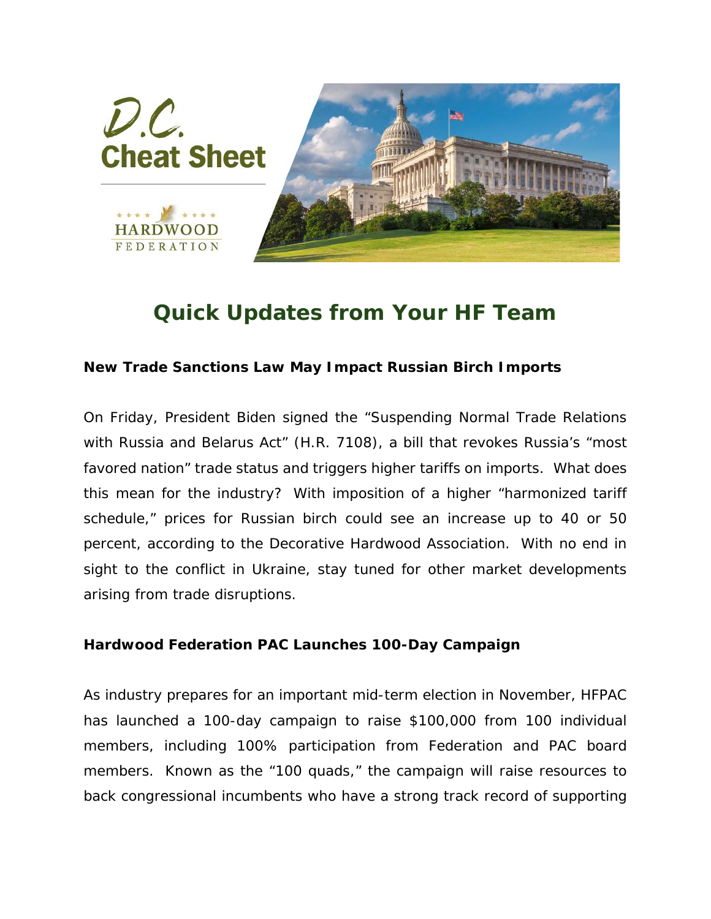D.C. Cheat Sheet

HARDWOOD FEDERATION

# Quick Updates from Your HF Team

**New Trade Sanctions Law May Impact Russian Birch Imports**

On Friday, President Biden signed the "Suspending Normal Trade Relations with Russia and Belarus Act" (H.R. 7108), a bill that revokes Russia's "most favored nation" trade status and triggers higher tariffs on imports. What does this mean for the industry? With imposition of a higher "harmonized tariff schedule," prices for Russian birch could see an increase up to 40 or 50 percent, according to the Decorative Hardwood Association. With no end in sight to the conflict in Ukraine, stay tuned for other market developments arising from trade disruptions.

**Hardwood Federation PAC Launches 100-Day Campaign**

As industry prepares for an important mid-term election in November, HFPAC has launched a 100-day campaign to raise $100,000 from 100 individual members, including 100% participation from Federation and PAC board members. Known as the "100 quads," the campaign will raise resources to back congressional incumbents who have a strong track record of supporting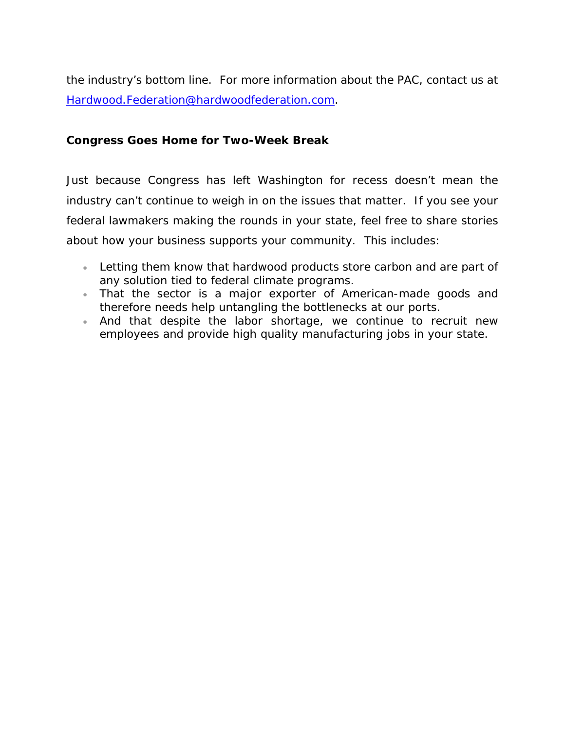the industry's bottom line. For more information about the PAC, contact us at Hardwood.Federation@hardwoodfederation.com.

**Congress Goes Home for Two-Week Break**

Just because Congress has left Washington for recess doesn't mean the industry can't continue to weigh in on the issues that matter. If you see your federal lawmakers making the rounds in your state, feel free to share stories about how your business supports your community. This includes:

- Letting them know that hardwood products store carbon and are part of any solution tied to federal climate programs.
- That the sector is a major exporter of American-made goods and therefore needs help untangling the bottlenecks at our ports.
- And that despite the labor shortage, we continue to recruit new employees and provide high quality manufacturing jobs in your state.